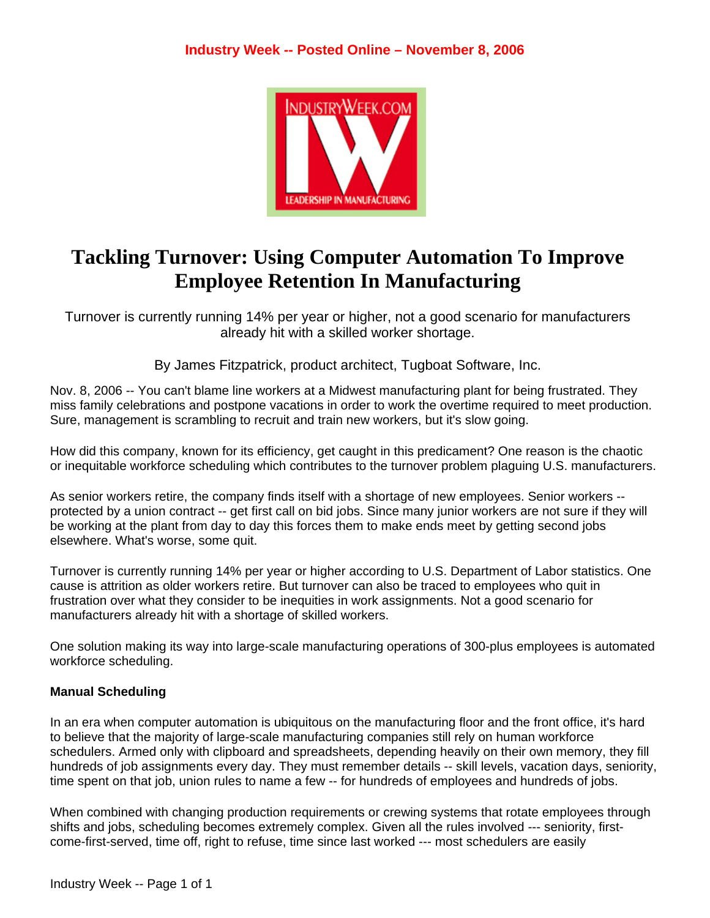Industry Week -- Posted Online – November 8, 2006

# Tackling Turnover: Using Computer Automation To Improve Employee Retention In Manufacturing

Turnover is currently running 14% per year or higher, not a good scenario for manufacturers already hit with a skilled worker shortage.

By James Fitzpatrick, product architect, Tugboat Software, Inc.

Nov. 8, 2006 -- You can't blame line workers at a Midwest manufacturing plant for being frustrated. They miss family celebrations and postpone vacations in order to work the overtime required to meet production. Sure, management is scrambling to recruit and train new workers, but it's slow going.

How did this company, known for its efficiency, get caught in this predicament? One reason is the chaotic or inequitable workforce scheduling which contributes to the turnover problem plaguing U.S. manufacturers.

As senior workers retire, the company finds itself with a shortage of new employees. Senior workers -- protected by a union contract -- get first call on bid jobs. Since many junior workers are not sure if they will be working at the plant from day to day this forces them to make ends meet by getting second jobs elsewhere. What's worse, some quit.

Turnover is currently running 14% per year or higher according to U.S. Department of Labor statistics. One cause is attrition as older workers retire. But turnover can also be traced to employees who quit in frustration over what they consider to be inequities in work assignments. Not a good scenario for manufacturers already hit with a shortage of skilled workers.

One solution making its way into large-scale manufacturing operations of 300-plus employees is automated workforce scheduling.

### Manual Scheduling

In an era when computer automation is ubiquitous on the manufacturing floor and the front office, it's hard to believe that the majority of large-scale manufacturing companies still rely on human workforce schedulers. Armed only with clipboard and spreadsheets, depending heavily on their own memory, they fill hundreds of job assignments every day. They must remember details -- skill levels, vacation days, seniority, time spent on that job, union rules to name a few -- for hundreds of employees and hundreds of jobs.

When combined with changing production requirements or crewing systems that rotate employees through shifts and jobs, scheduling becomes extremely complex. Given all the rules involved --- seniority, first-come-first-served, time off, right to refuse, time since last worked --- most schedulers are easily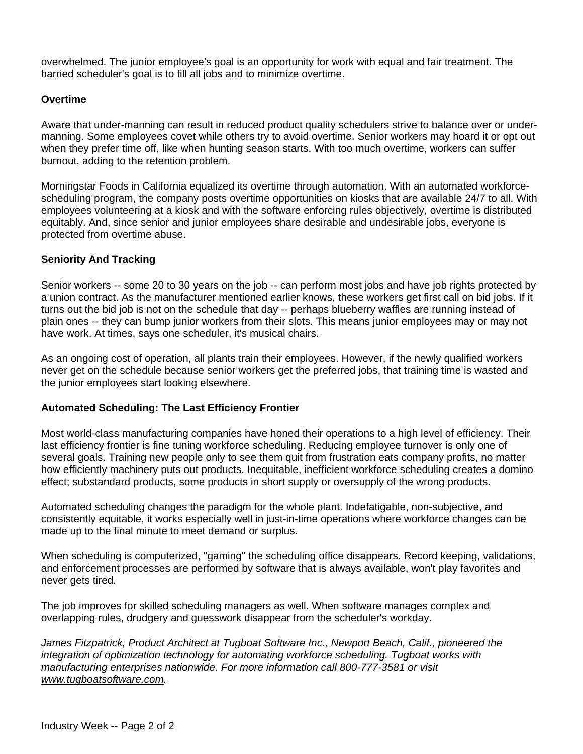overwhelmed. The junior employee's goal is an opportunity for work with equal and fair treatment. The harried scheduler's goal is to fill all jobs and to minimize overtime.

**Overtime**

Aware that under-manning can result in reduced product quality schedulers strive to balance over or under-manning. Some employees covet while others try to avoid overtime. Senior workers may hoard it or opt out when they prefer time off, like when hunting season starts. With too much overtime, workers can suffer burnout, adding to the retention problem.

Morningstar Foods in California equalized its overtime through automation. With an automated workforce-scheduling program, the company posts overtime opportunities on kiosks that are available 24/7 to all. With employees volunteering at a kiosk and with the software enforcing rules objectively, overtime is distributed equitably. And, since senior and junior employees share desirable and undesirable jobs, everyone is protected from overtime abuse.

**Seniority And Tracking**

Senior workers -- some 20 to 30 years on the job -- can perform most jobs and have job rights protected by a union contract. As the manufacturer mentioned earlier knows, these workers get first call on bid jobs. If it turns out the bid job is not on the schedule that day -- perhaps blueberry waffles are running instead of plain ones -- they can bump junior workers from their slots. This means junior employees may or may not have work. At times, says one scheduler, it's musical chairs.

As an ongoing cost of operation, all plants train their employees. However, if the newly qualified workers never get on the schedule because senior workers get the preferred jobs, that training time is wasted and the junior employees start looking elsewhere.

**Automated Scheduling: The Last Efficiency Frontier**

Most world-class manufacturing companies have honed their operations to a high level of efficiency. Their last efficiency frontier is fine tuning workforce scheduling. Reducing employee turnover is only one of several goals. Training new people only to see them quit from frustration eats company profits, no matter how efficiently machinery puts out products. Inequitable, inefficient workforce scheduling creates a domino effect; substandard products, some products in short supply or oversupply of the wrong products.

Automated scheduling changes the paradigm for the whole plant. Indefatigable, non-subjective, and consistently equitable, it works especially well in just-in-time operations where workforce changes can be made up to the final minute to meet demand or surplus.

When scheduling is computerized, "gaming" the scheduling office disappears. Record keeping, validations, and enforcement processes are performed by software that is always available, won't play favorites and never gets tired.

The job improves for skilled scheduling managers as well. When software manages complex and overlapping rules, drudgery and guesswork disappear from the scheduler's workday.

*James Fitzpatrick, Product Architect at Tugboat Software Inc., Newport Beach, Calif., pioneered the integration of optimization technology for automating workforce scheduling. Tugboat works with manufacturing enterprises nationwide. For more information call 800-777-3581 or visit www.tugboatsoftware.com.*